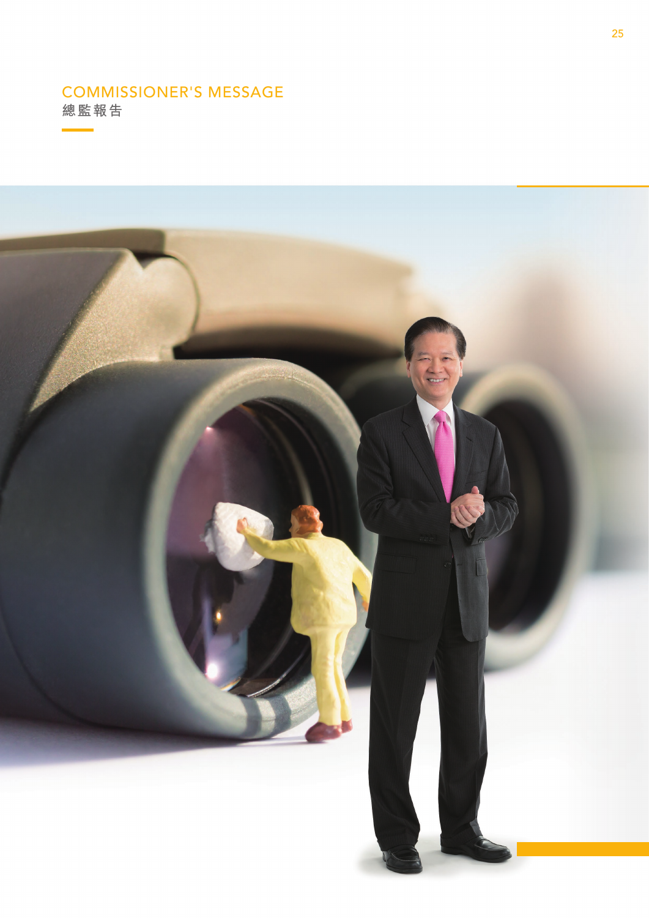# COMMISSIONER'S MESSAGE
# 總監報告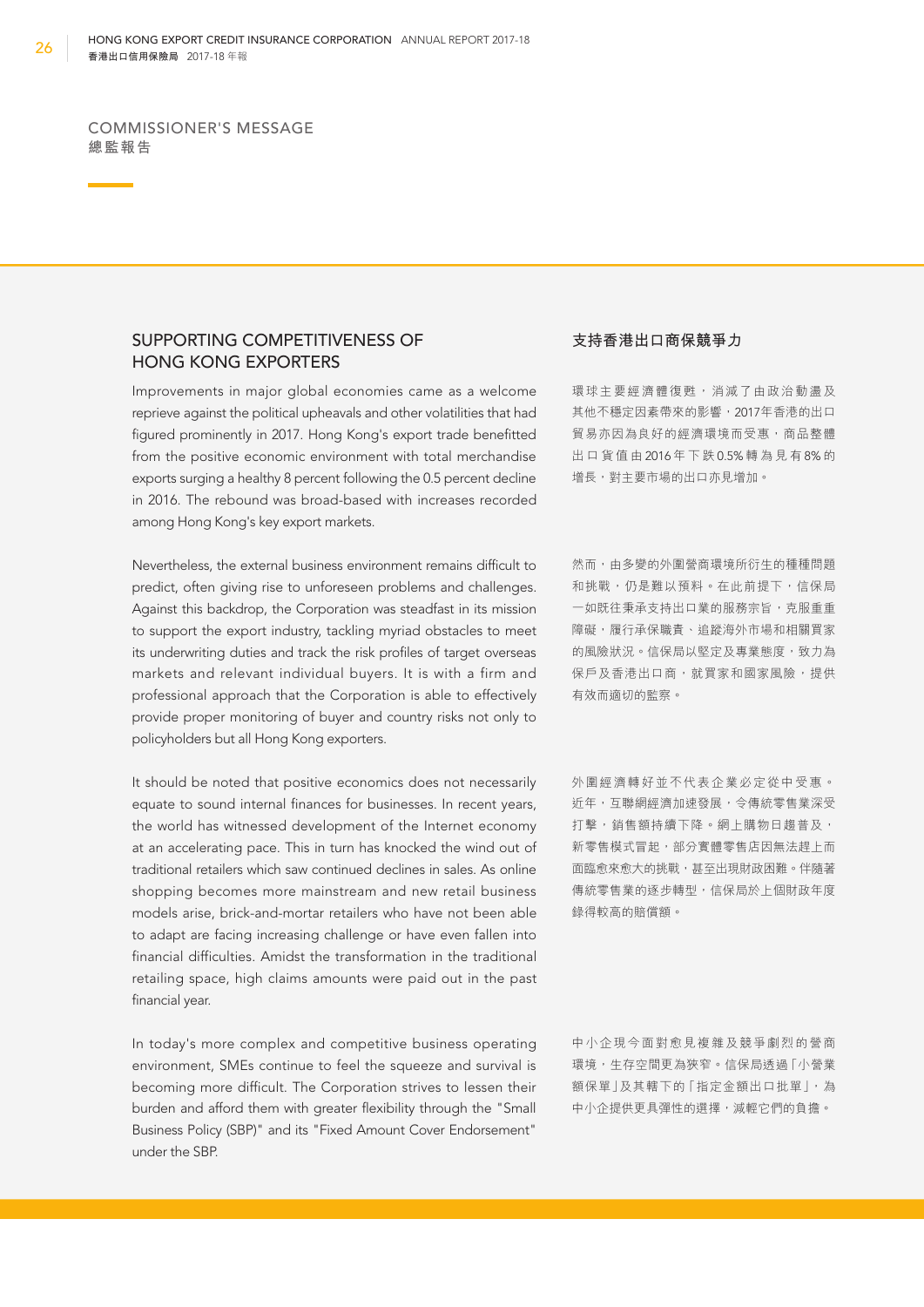COMMISSIONER'S MESSAGE
總監報告

## SUPPORTING COMPETITIVENESS OF HONG KONG EXPORTERS

Improvements in major global economies came as a welcome reprieve against the political upheavals and other volatilities that had figured prominently in 2017. Hong Kong's export trade benefitted from the positive economic environment with total merchandise exports surging a healthy 8 percent following the 0.5 percent decline in 2016. The rebound was broad-based with increases recorded among Hong Kong's key export markets.

Nevertheless, the external business environment remains difficult to predict, often giving rise to unforeseen problems and challenges. Against this backdrop, the Corporation was steadfast in its mission to support the export industry, tackling myriad obstacles to meet its underwriting duties and track the risk profiles of target overseas markets and relevant individual buyers. It is with a firm and professional approach that the Corporation is able to effectively provide proper monitoring of buyer and country risks not only to policyholders but all Hong Kong exporters.

It should be noted that positive economics does not necessarily equate to sound internal finances for businesses. In recent years, the world has witnessed development of the Internet economy at an accelerating pace. This in turn has knocked the wind out of traditional retailers which saw continued declines in sales. As online shopping becomes more mainstream and new retail business models arise, brick-and-mortar retailers who have not been able to adapt are facing increasing challenge or have even fallen into financial difficulties. Amidst the transformation in the traditional retailing space, high claims amounts were paid out in the past financial year.

In today's more complex and competitive business operating environment, SMEs continue to feel the squeeze and survival is becoming more difficult. The Corporation strives to lessen their burden and afford them with greater flexibility through the "Small Business Policy (SBP)" and its "Fixed Amount Cover Endorsement" under the SBP.

## 支持香港出口商保競爭力

環球主要經濟體復甦，消減了由政治動盪及其他不穩定因素帶來的影響，2017年香港的出口貿易亦因為良好的經濟環境而受惠，商品整體出口貨值由2016年下跌0.5%轉為見有8%的增長，對主要市場的出口亦見增加。

然而，由多變的外圍營商環境所衍生的種種問題和挑戰，仍是難以預料。在此前提下，信保局一如既往秉承支持出口業的服務宗旨，克服重重障礙，履行承保職責、追蹤海外市場和相關買家的風險狀況。信保局以堅定及專業態度，致力為保戶及香港出口商，就買家和國家風險，提供有效而適切的監察。

外圍經濟轉好並不代表企業必定從中受惠。近年，互聯網經濟加速發展，令傳統零售業深受打擊，銷售額持續下降。網上購物日趨普及，新零售模式冒起，部分實體零售店因無法趕上而面臨愈來愈大的挑戰，甚至出現財政困難。伴隨著傳統零售業的逐步轉型，信保局於上個財政年度錄得較高的賠償額。

中小企現今面對愈見複雜及競爭劇烈的營商環境，生存空間更為狹窄。信保局透過「小營業額保單」及其轄下的「指定金額出口批單」，為中小企提供更具彈性的選擇，減輕它們的負擔。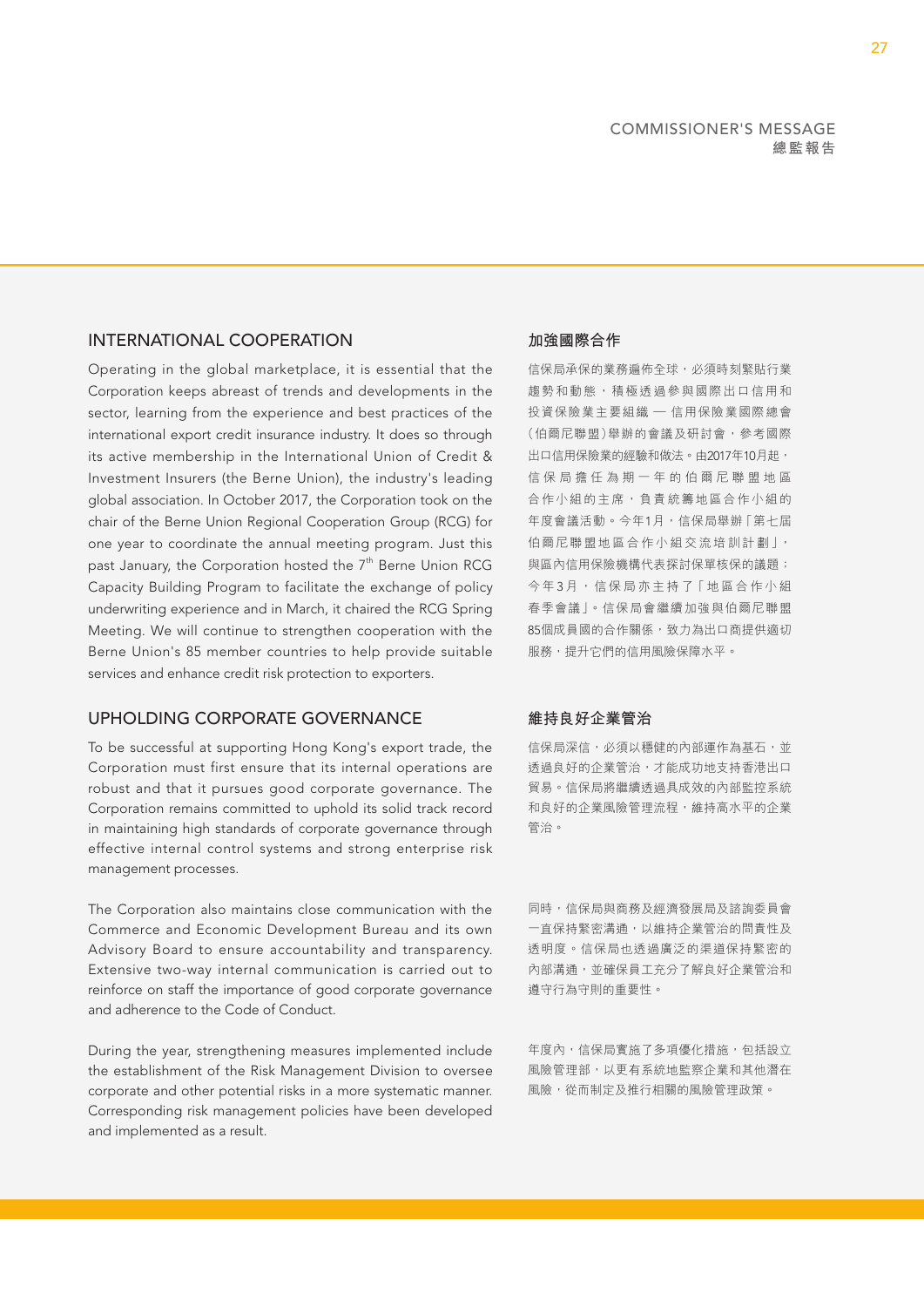## INTERNATIONAL COOPERATION

Operating in the global marketplace, it is essential that the Corporation keeps abreast of trends and developments in the sector, learning from the experience and best practices of the international export credit insurance industry. It does so through its active membership in the International Union of Credit & Investment Insurers (the Berne Union), the industry's leading global association. In October 2017, the Corporation took on the chair of the Berne Union Regional Cooperation Group (RCG) for one year to coordinate the annual meeting program. Just this past January, the Corporation hosted the 7th Berne Union RCG Capacity Building Program to facilitate the exchange of policy underwriting experience and in March, it chaired the RCG Spring Meeting. We will continue to strengthen cooperation with the Berne Union's 85 member countries to help provide suitable services and enhance credit risk protection to exporters.

## 加強國際合作

信保局承保的業務遍佈全球，必須時刻緊貼行業趨勢和動態，積極透過參與國際出口信用和投資保險業主要組織 — 信用保險業國際總會（伯爾尼聯盟）舉辦的會議及研討會，參考國際出口信用保險業的經驗和做法。由2017年10月起，信保局擔任為期一年的伯爾尼聯盟地區合作小組的主席，負責統籌地區合作小組的年度會議活動。今年1月，信保局舉辦「第七屆伯爾尼聯盟地區合作小組交流培訓計劃」，與區內信用保險機構代表探討保單核保的議題；今年3月，信保局亦主持了「地區合作小組春季會議」。信保局會繼續加強與伯爾尼聯盟85個成員國的合作關係，致力為出口商提供適切服務，提升它們的信用風險保障水平。

## UPHOLDING CORPORATE GOVERNANCE

To be successful at supporting Hong Kong's export trade, the Corporation must first ensure that its internal operations are robust and that it pursues good corporate governance. The Corporation remains committed to uphold its solid track record in maintaining high standards of corporate governance through effective internal control systems and strong enterprise risk management processes.

The Corporation also maintains close communication with the Commerce and Economic Development Bureau and its own Advisory Board to ensure accountability and transparency. Extensive two-way internal communication is carried out to reinforce on staff the importance of good corporate governance and adherence to the Code of Conduct.

During the year, strengthening measures implemented include the establishment of the Risk Management Division to oversee corporate and other potential risks in a more systematic manner. Corresponding risk management policies have been developed and implemented as a result.

## 維持良好企業管治

信保局深信，必須以穩健的內部運作為基石，並透過良好的企業管治，才能成功地支持香港出口貿易。信保局將繼續透過具成效的內部監控系統和良好的企業風險管理流程，維持高水平的企業管治。

同時，信保局與商務及經濟發展局及諮詢委員會一直保持緊密溝通，以維持企業管治的問責性及透明度。信保局也透過廣泛的渠道保持緊密的內部溝通，並確保員工充分了解良好企業管治和遵守行為守則的重要性。

年度內，信保局實施了多項優化措施，包括設立風險管理部，以更有系統地監察企業和其他潛在風險，從而制定及推行相關的風險管理政策。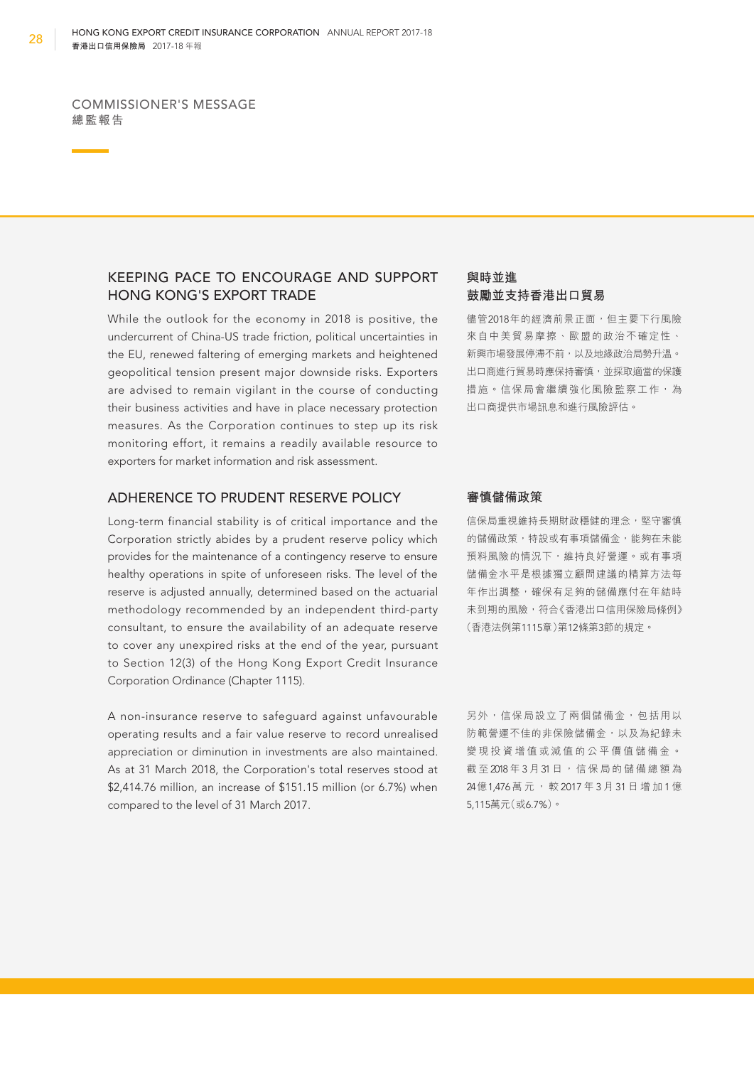# COMMISSIONER'S MESSAGE
# 總監報告

## KEEPING PACE TO ENCOURAGE AND SUPPORT HONG KONG'S EXPORT TRADE

While the outlook for the economy in 2018 is positive, the undercurrent of China-US trade friction, political uncertainties in the EU, renewed faltering of emerging markets and heightened geopolitical tension present major downside risks. Exporters are advised to remain vigilant in the course of conducting their business activities and have in place necessary protection measures. As the Corporation continues to step up its risk monitoring effort, it remains a readily available resource to exporters for market information and risk assessment.

## 與時並進 鼓勵並支持香港出口貿易

儘管2018年的經濟前景正面，但主要下行風險來自中美貿易摩擦、歐盟的政治不確定性、新興市場發展停滯不前，以及地緣政治局勢升溫。出口商進行貿易時應保持審慎，並採取適當的保護措施。信保局會繼續強化風險監察工作，為出口商提供市場訊息和進行風險評估。

## ADHERENCE TO PRUDENT RESERVE POLICY

Long-term financial stability is of critical importance and the Corporation strictly abides by a prudent reserve policy which provides for the maintenance of a contingency reserve to ensure healthy operations in spite of unforeseen risks. The level of the reserve is adjusted annually, determined based on the actuarial methodology recommended by an independent third-party consultant, to ensure the availability of an adequate reserve to cover any unexpired risks at the end of the year, pursuant to Section 12(3) of the Hong Kong Export Credit Insurance Corporation Ordinance (Chapter 1115).

A non-insurance reserve to safeguard against unfavourable operating results and a fair value reserve to record unrealised appreciation or diminution in investments are also maintained. As at 31 March 2018, the Corporation's total reserves stood at $2,414.76 million, an increase of $151.15 million (or 6.7%) when compared to the level of 31 March 2017.

## 審慎儲備政策

信保局重視維持長期財政穩健的理念，堅守審慎的儲備政策，特設或有事項儲備金，能夠在未能預料風險的情況下，維持良好營運。或有事項儲備金水平是根據獨立顧問建議的精算方法每年作出調整，確保有足夠的儲備應付在年結時未到期的風險，符合《香港出口信用保險局條例》(香港法例第1115章)第12條第3節的規定。

另外，信保局設立了兩個儲備金，包括用以防範營運不佳的非保險儲備金，以及為紀錄未變現投資增值或減值的公平價值儲備金。截至2018年3月31日，信保局的儲備總額為24億1,476萬元，較2017年3月31日增加1億5,115萬元(或6.7%)。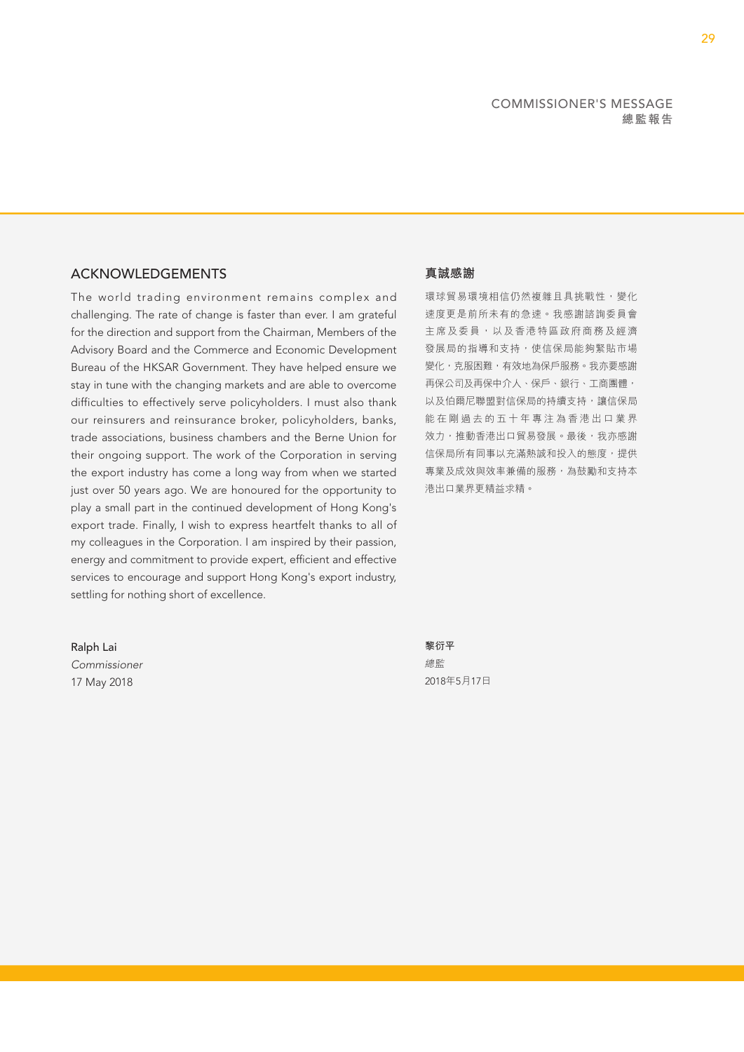## ACKNOWLEDGEMENTS

The world trading environment remains complex and challenging. The rate of change is faster than ever. I am grateful for the direction and support from the Chairman, Members of the Advisory Board and the Commerce and Economic Development Bureau of the HKSAR Government. They have helped ensure we stay in tune with the changing markets and are able to overcome difficulties to effectively serve policyholders. I must also thank our reinsurers and reinsurance broker, policyholders, banks, trade associations, business chambers and the Berne Union for their ongoing support. The work of the Corporation in serving the export industry has come a long way from when we started just over 50 years ago. We are honoured for the opportunity to play a small part in the continued development of Hong Kong's export trade. Finally, I wish to express heartfelt thanks to all of my colleagues in the Corporation. I am inspired by their passion, energy and commitment to provide expert, efficient and effective services to encourage and support Hong Kong's export industry, settling for nothing short of excellence.

Ralph Lai
*Commissioner*
17 May 2018

## 真誠感謝

環球貿易環境相信仍然複雜且具挑戰性，變化速度更是前所未有的急速。我感謝諮詢委員會主席及委員，以及香港特區政府商務及經濟發展局的指導和支持，使信保局能夠緊貼市場變化，克服困難，有效地為保戶服務。我亦要感謝再保公司及再保中介人、保戶、銀行、工商團體，以及伯爾尼聯盟對信保局的持續支持，讓信保局能在剛過去的五十年專注為香港出口業界效力，推動香港出口貿易發展。最後，我亦感謝信保局所有同事以充滿熱誠和投入的態度，提供專業及成效與效率兼備的服務，為鼓勵和支持本港出口業界更精益求精。

黎衍平
*總監*
2018年5月17日